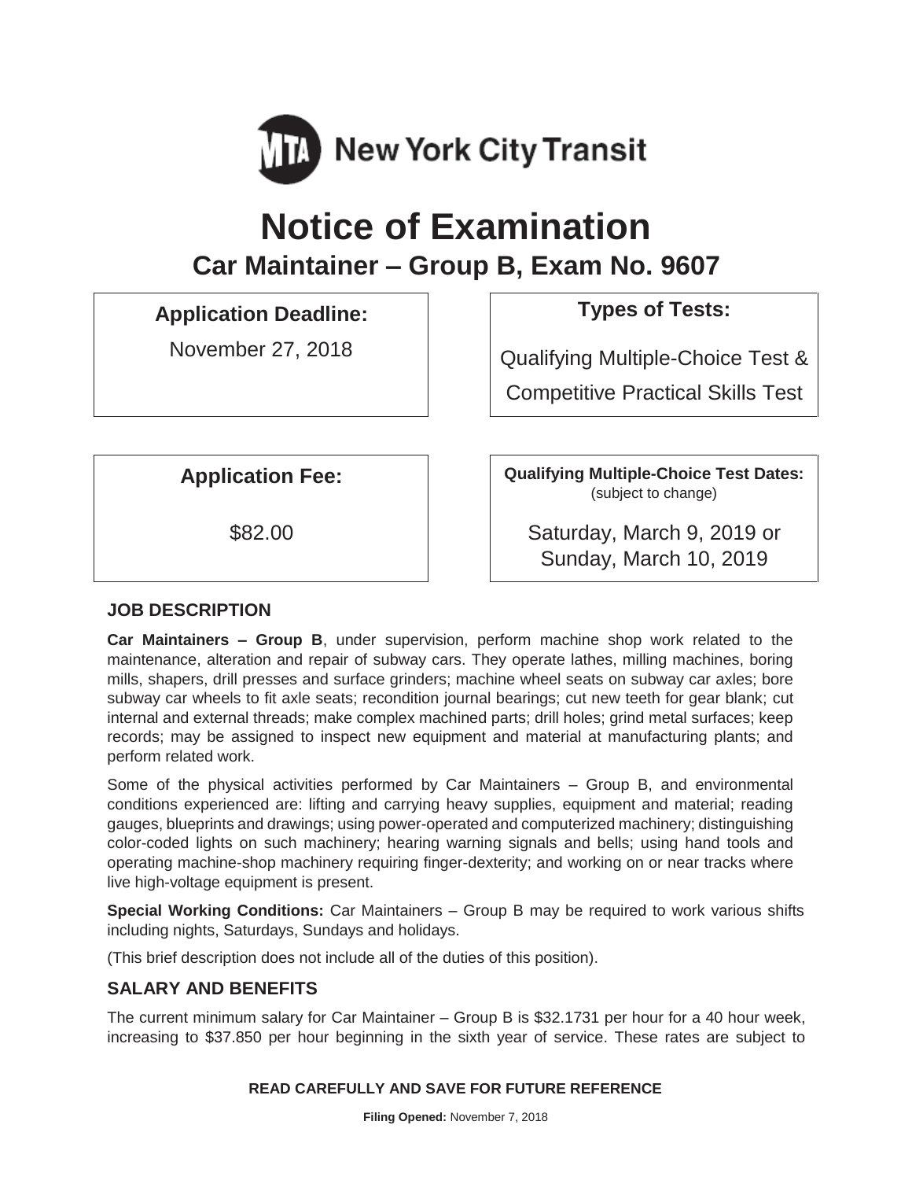New York City Transit

# Notice of Examination

## Car Maintainer – Group B, Exam No. 9607

**Application Deadline:**

November 27, 2018

**Types of Tests:**

Qualifying Multiple-Choice Test &

Competitive Practical Skills Test

**Application Fee:**

$82.00

**Qualifying Multiple-Choice Test Dates:**
(subject to change)

Saturday, March 9, 2019 or
Sunday, March 10, 2019

### JOB DESCRIPTION

**Car Maintainers – Group B**, under supervision, perform machine shop work related to the maintenance, alteration and repair of subway cars. They operate lathes, milling machines, boring mills, shapers, drill presses and surface grinders; machine wheel seats on subway car axles; bore subway car wheels to fit axle seats; recondition journal bearings; cut new teeth for gear blank; cut internal and external threads; make complex machined parts; drill holes; grind metal surfaces; keep records; may be assigned to inspect new equipment and material at manufacturing plants; and perform related work.

Some of the physical activities performed by Car Maintainers – Group B, and environmental conditions experienced are: lifting and carrying heavy supplies, equipment and material; reading gauges, blueprints and drawings; using power-operated and computerized machinery; distinguishing color-coded lights on such machinery; hearing warning signals and bells; using hand tools and operating machine-shop machinery requiring finger-dexterity; and working on or near tracks where live high-voltage equipment is present.

**Special Working Conditions:** Car Maintainers – Group B may be required to work various shifts including nights, Saturdays, Sundays and holidays.

(This brief description does not include all of the duties of this position).

### SALARY AND BENEFITS

The current minimum salary for Car Maintainer – Group B is $32.1731 per hour for a 40 hour week, increasing to $37.850 per hour beginning in the sixth year of service. These rates are subject to

**READ CAREFULLY AND SAVE FOR FUTURE REFERENCE**

**Filing Opened:** November 7, 2018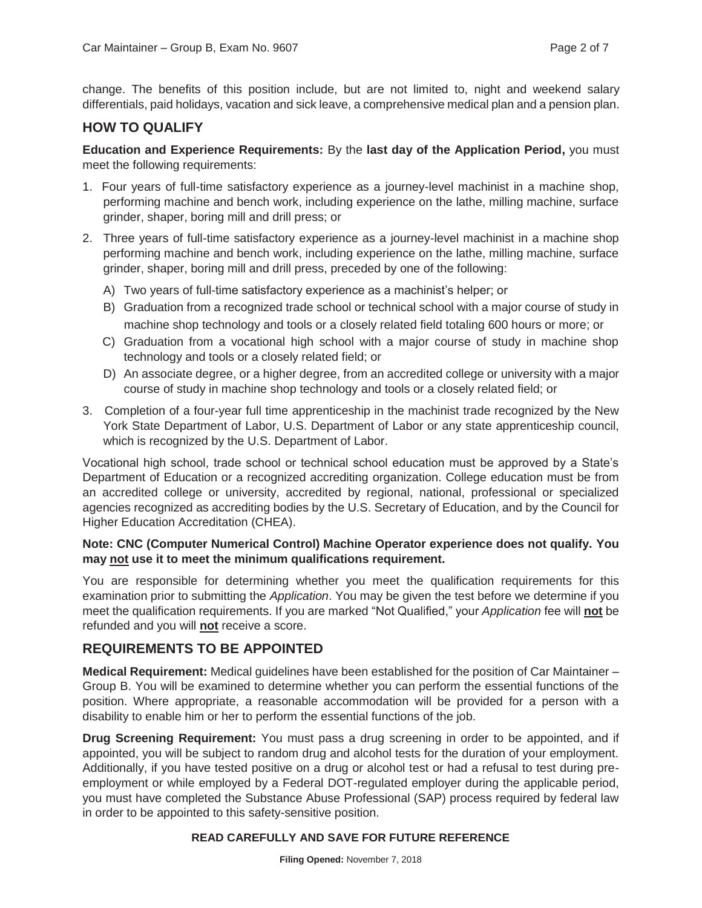change. The benefits of this position include, but are not limited to, night and weekend salary differentials, paid holidays, vacation and sick leave, a comprehensive medical plan and a pension plan.

## HOW TO QUALIFY

**Education and Experience Requirements:** By the **last day of the Application Period,** you must meet the following requirements:

1. Four years of full-time satisfactory experience as a journey-level machinist in a machine shop, performing machine and bench work, including experience on the lathe, milling machine, surface grinder, shaper, boring mill and drill press; or
2. Three years of full-time satisfactory experience as a journey-level machinist in a machine shop performing machine and bench work, including experience on the lathe, milling machine, surface grinder, shaper, boring mill and drill press, preceded by one of the following:
   A) Two years of full-time satisfactory experience as a machinist's helper; or
   B) Graduation from a recognized trade school or technical school with a major course of study in machine shop technology and tools or a closely related field totaling 600 hours or more; or
   C) Graduation from a vocational high school with a major course of study in machine shop technology and tools or a closely related field; or
   D) An associate degree, or a higher degree, from an accredited college or university with a major course of study in machine shop technology and tools or a closely related field; or
3. Completion of a four-year full time apprenticeship in the machinist trade recognized by the New York State Department of Labor, U.S. Department of Labor or any state apprenticeship council, which is recognized by the U.S. Department of Labor.

Vocational high school, trade school or technical school education must be approved by a State's Department of Education or a recognized accrediting organization. College education must be from an accredited college or university, accredited by regional, national, professional or specialized agencies recognized as accrediting bodies by the U.S. Secretary of Education, and by the Council for Higher Education Accreditation (CHEA).

**Note: CNC (Computer Numerical Control) Machine Operator experience does not qualify. You may not use it to meet the minimum qualifications requirement.**

You are responsible for determining whether you meet the qualification requirements for this examination prior to submitting the *Application*. You may be given the test before we determine if you meet the qualification requirements. If you are marked "Not Qualified," your *Application* fee will **not** be refunded and you will **not** receive a score.

## REQUIREMENTS TO BE APPOINTED

**Medical Requirement:** Medical guidelines have been established for the position of Car Maintainer – Group B. You will be examined to determine whether you can perform the essential functions of the position. Where appropriate, a reasonable accommodation will be provided for a person with a disability to enable him or her to perform the essential functions of the job.

**Drug Screening Requirement:** You must pass a drug screening in order to be appointed, and if appointed, you will be subject to random drug and alcohol tests for the duration of your employment. Additionally, if you have tested positive on a drug or alcohol test or had a refusal to test during pre-employment or while employed by a Federal DOT-regulated employer during the applicable period, you must have completed the Substance Abuse Professional (SAP) process required by federal law in order to be appointed to this safety-sensitive position.

**READ CAREFULLY AND SAVE FOR FUTURE REFERENCE**

**Filing Opened:** November 7, 2018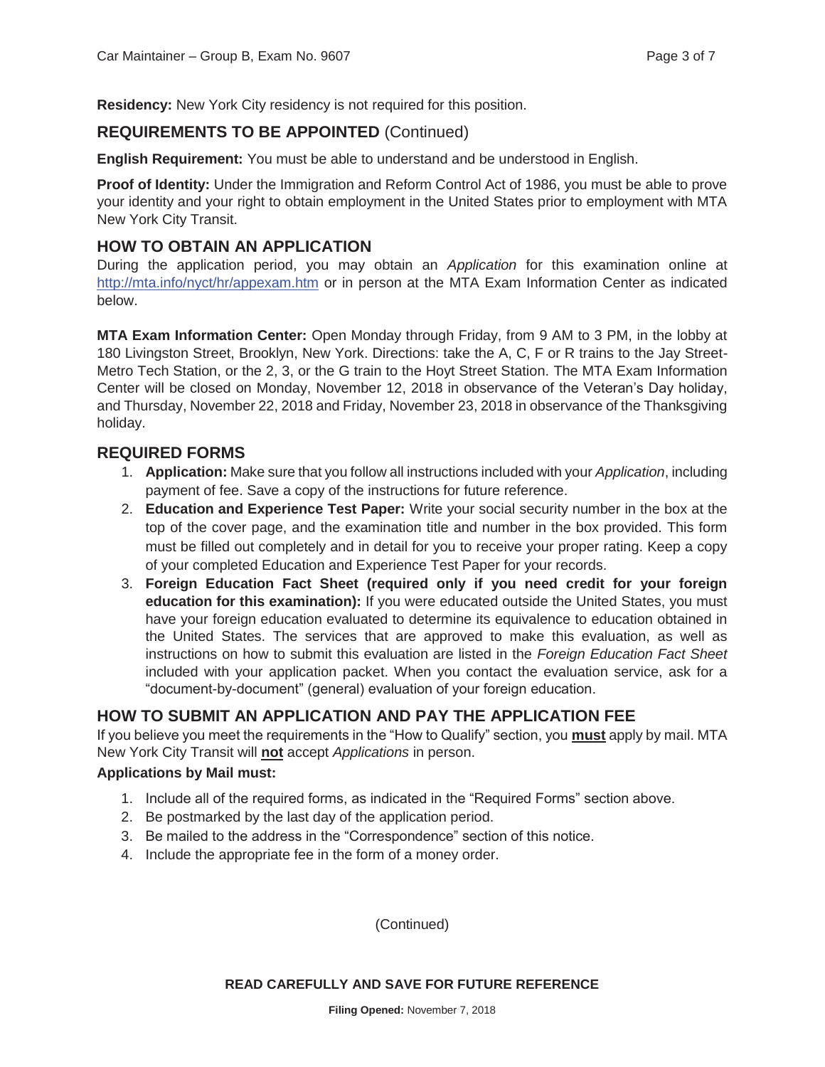**Residency:** New York City residency is not required for this position.

## REQUIREMENTS TO BE APPOINTED (Continued)

**English Requirement:** You must be able to understand and be understood in English.

**Proof of Identity:** Under the Immigration and Reform Control Act of 1986, you must be able to prove your identity and your right to obtain employment in the United States prior to employment with MTA New York City Transit.

## HOW TO OBTAIN AN APPLICATION

During the application period, you may obtain an *Application* for this examination online at http://mta.info/nyct/hr/appexam.htm or in person at the MTA Exam Information Center as indicated below.

**MTA Exam Information Center:** Open Monday through Friday, from 9 AM to 3 PM, in the lobby at 180 Livingston Street, Brooklyn, New York. Directions: take the A, C, F or R trains to the Jay Street-Metro Tech Station, or the 2, 3, or the G train to the Hoyt Street Station. The MTA Exam Information Center will be closed on Monday, November 12, 2018 in observance of the Veteran's Day holiday, and Thursday, November 22, 2018 and Friday, November 23, 2018 in observance of the Thanksgiving holiday.

## REQUIRED FORMS

1. **Application:** Make sure that you follow all instructions included with your *Application*, including payment of fee. Save a copy of the instructions for future reference.
2. **Education and Experience Test Paper:** Write your social security number in the box at the top of the cover page, and the examination title and number in the box provided. This form must be filled out completely and in detail for you to receive your proper rating. Keep a copy of your completed Education and Experience Test Paper for your records.
3. **Foreign Education Fact Sheet (required only if you need credit for your foreign education for this examination):** If you were educated outside the United States, you must have your foreign education evaluated to determine its equivalence to education obtained in the United States. The services that are approved to make this evaluation, as well as instructions on how to submit this evaluation are listed in the *Foreign Education Fact Sheet* included with your application packet. When you contact the evaluation service, ask for a "document-by-document" (general) evaluation of your foreign education.

## HOW TO SUBMIT AN APPLICATION AND PAY THE APPLICATION FEE

If you believe you meet the requirements in the "How to Qualify" section, you **must** apply by mail. MTA New York City Transit will **not** accept *Applications* in person.

**Applications by Mail must:**

1. Include all of the required forms, as indicated in the "Required Forms" section above.
2. Be postmarked by the last day of the application period.
3. Be mailed to the address in the "Correspondence" section of this notice.
4. Include the appropriate fee in the form of a money order.

(Continued)

**READ CAREFULLY AND SAVE FOR FUTURE REFERENCE**

**Filing Opened:** November 7, 2018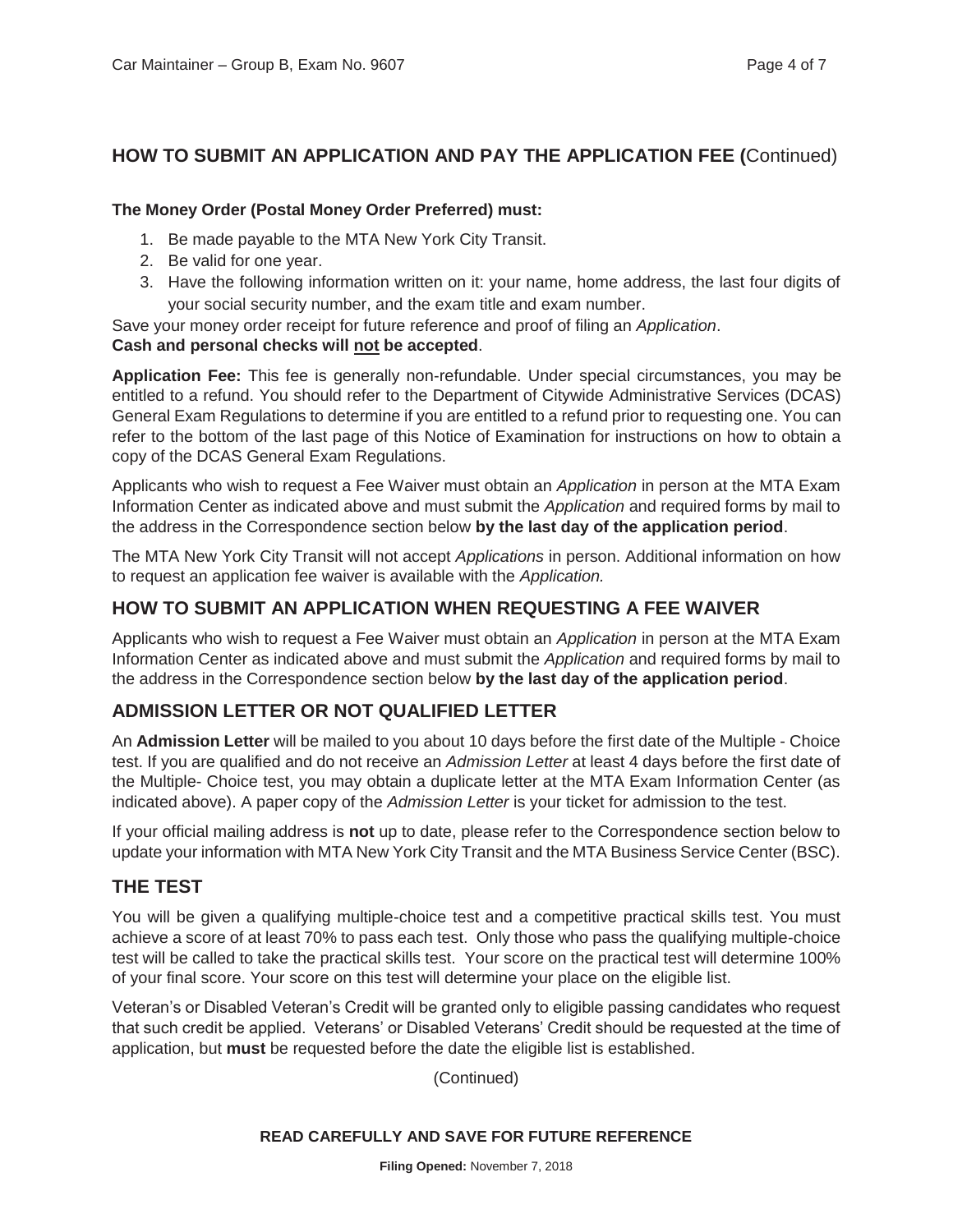## HOW TO SUBMIT AN APPLICATION AND PAY THE APPLICATION FEE (Continued)

**The Money Order (Postal Money Order Preferred) must:**

1. Be made payable to the MTA New York City Transit.
2. Be valid for one year.
3. Have the following information written on it: your name, home address, the last four digits of your social security number, and the exam title and exam number.

Save your money order receipt for future reference and proof of filing an *Application*.
**Cash and personal checks will <u>not</u> be accepted**.

**Application Fee:** This fee is generally non-refundable. Under special circumstances, you may be entitled to a refund. You should refer to the Department of Citywide Administrative Services (DCAS) General Exam Regulations to determine if you are entitled to a refund prior to requesting one. You can refer to the bottom of the last page of this Notice of Examination for instructions on how to obtain a copy of the DCAS General Exam Regulations.

Applicants who wish to request a Fee Waiver must obtain an *Application* in person at the MTA Exam Information Center as indicated above and must submit the *Application* and required forms by mail to the address in the Correspondence section below **by the last day of the application period**.

The MTA New York City Transit will not accept *Applications* in person. Additional information on how to request an application fee waiver is available with the *Application.*

## HOW TO SUBMIT AN APPLICATION WHEN REQUESTING A FEE WAIVER

Applicants who wish to request a Fee Waiver must obtain an *Application* in person at the MTA Exam Information Center as indicated above and must submit the *Application* and required forms by mail to the address in the Correspondence section below **by the last day of the application period**.

## ADMISSION LETTER OR NOT QUALIFIED LETTER

An **Admission Letter** will be mailed to you about 10 days before the first date of the Multiple - Choice test. If you are qualified and do not receive an *Admission Letter* at least 4 days before the first date of the Multiple- Choice test, you may obtain a duplicate letter at the MTA Exam Information Center (as indicated above). A paper copy of the *Admission Letter* is your ticket for admission to the test.

If your official mailing address is **not** up to date, please refer to the Correspondence section below to update your information with MTA New York City Transit and the MTA Business Service Center (BSC).

## THE TEST

You will be given a qualifying multiple-choice test and a competitive practical skills test. You must achieve a score of at least 70% to pass each test. Only those who pass the qualifying multiple-choice test will be called to take the practical skills test. Your score on the practical test will determine 100% of your final score. Your score on this test will determine your place on the eligible list.

Veteran's or Disabled Veteran's Credit will be granted only to eligible passing candidates who request that such credit be applied. Veterans' or Disabled Veterans' Credit should be requested at the time of application, but **must** be requested before the date the eligible list is established.

(Continued)

**READ CAREFULLY AND SAVE FOR FUTURE REFERENCE**

**Filing Opened:** November 7, 2018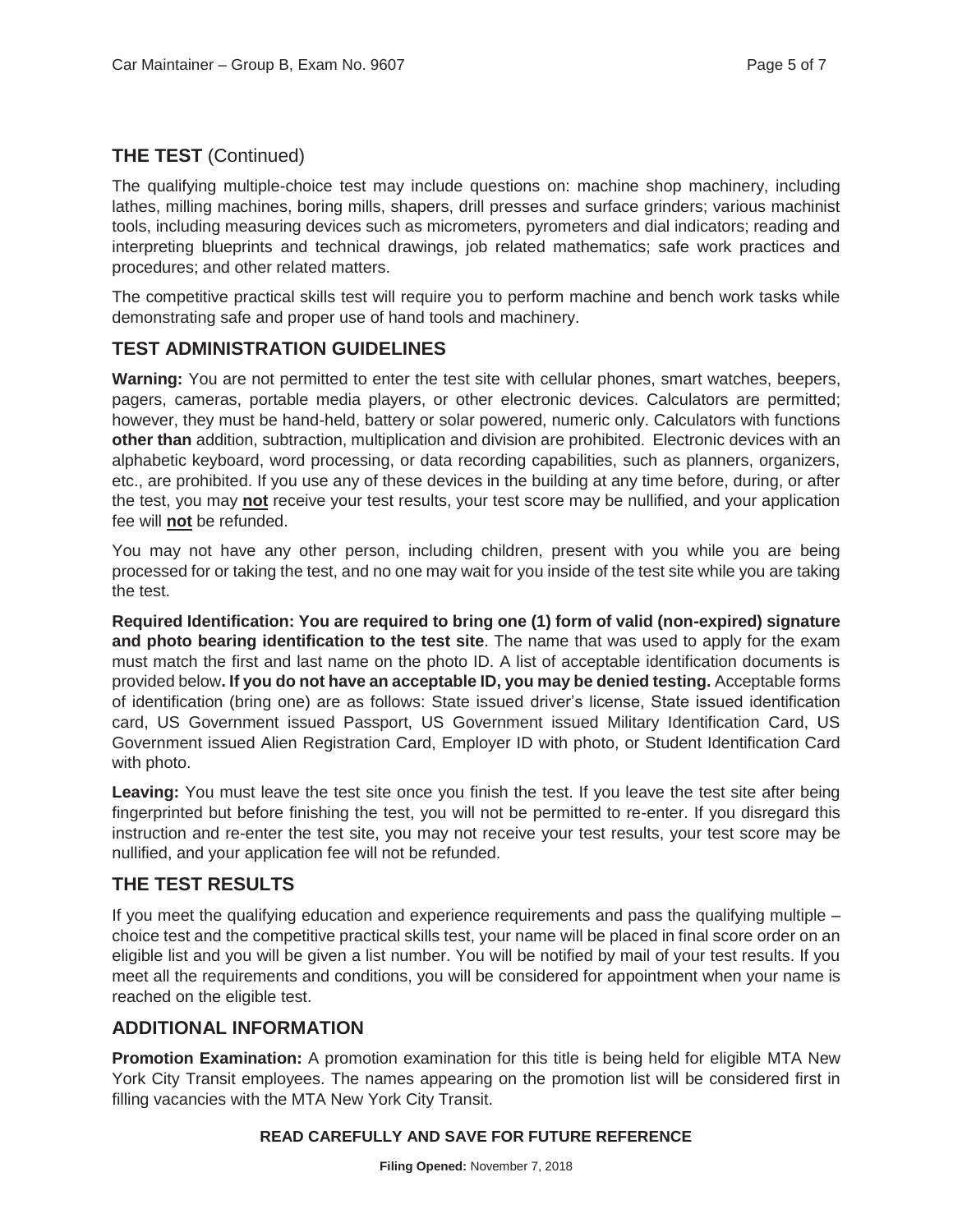## THE TEST (Continued)

The qualifying multiple-choice test may include questions on: machine shop machinery, including lathes, milling machines, boring mills, shapers, drill presses and surface grinders; various machinist tools, including measuring devices such as micrometers, pyrometers and dial indicators; reading and interpreting blueprints and technical drawings, job related mathematics; safe work practices and procedures; and other related matters.

The competitive practical skills test will require you to perform machine and bench work tasks while demonstrating safe and proper use of hand tools and machinery.

## TEST ADMINISTRATION GUIDELINES

**Warning:** You are not permitted to enter the test site with cellular phones, smart watches, beepers, pagers, cameras, portable media players, or other electronic devices. Calculators are permitted; however, they must be hand-held, battery or solar powered, numeric only. Calculators with functions **other than** addition, subtraction, multiplication and division are prohibited. Electronic devices with an alphabetic keyboard, word processing, or data recording capabilities, such as planners, organizers, etc., are prohibited. If you use any of these devices in the building at any time before, during, or after the test, you may **not** receive your test results, your test score may be nullified, and your application fee will **not** be refunded.

You may not have any other person, including children, present with you while you are being processed for or taking the test, and no one may wait for you inside of the test site while you are taking the test.

**Required Identification: You are required to bring one (1) form of valid (non-expired) signature and photo bearing identification to the test site**. The name that was used to apply for the exam must match the first and last name on the photo ID. A list of acceptable identification documents is provided below**. If you do not have an acceptable ID, you may be denied testing.** Acceptable forms of identification (bring one) are as follows: State issued driver's license, State issued identification card, US Government issued Passport, US Government issued Military Identification Card, US Government issued Alien Registration Card, Employer ID with photo, or Student Identification Card with photo.

**Leaving:** You must leave the test site once you finish the test. If you leave the test site after being fingerprinted but before finishing the test, you will not be permitted to re-enter. If you disregard this instruction and re-enter the test site, you may not receive your test results, your test score may be nullified, and your application fee will not be refunded.

## THE TEST RESULTS

If you meet the qualifying education and experience requirements and pass the qualifying multiple – choice test and the competitive practical skills test, your name will be placed in final score order on an eligible list and you will be given a list number. You will be notified by mail of your test results. If you meet all the requirements and conditions, you will be considered for appointment when your name is reached on the eligible test.

## ADDITIONAL INFORMATION

**Promotion Examination:** A promotion examination for this title is being held for eligible MTA New York City Transit employees. The names appearing on the promotion list will be considered first in filling vacancies with the MTA New York City Transit.

**READ CAREFULLY AND SAVE FOR FUTURE REFERENCE**

**Filing Opened:** November 7, 2018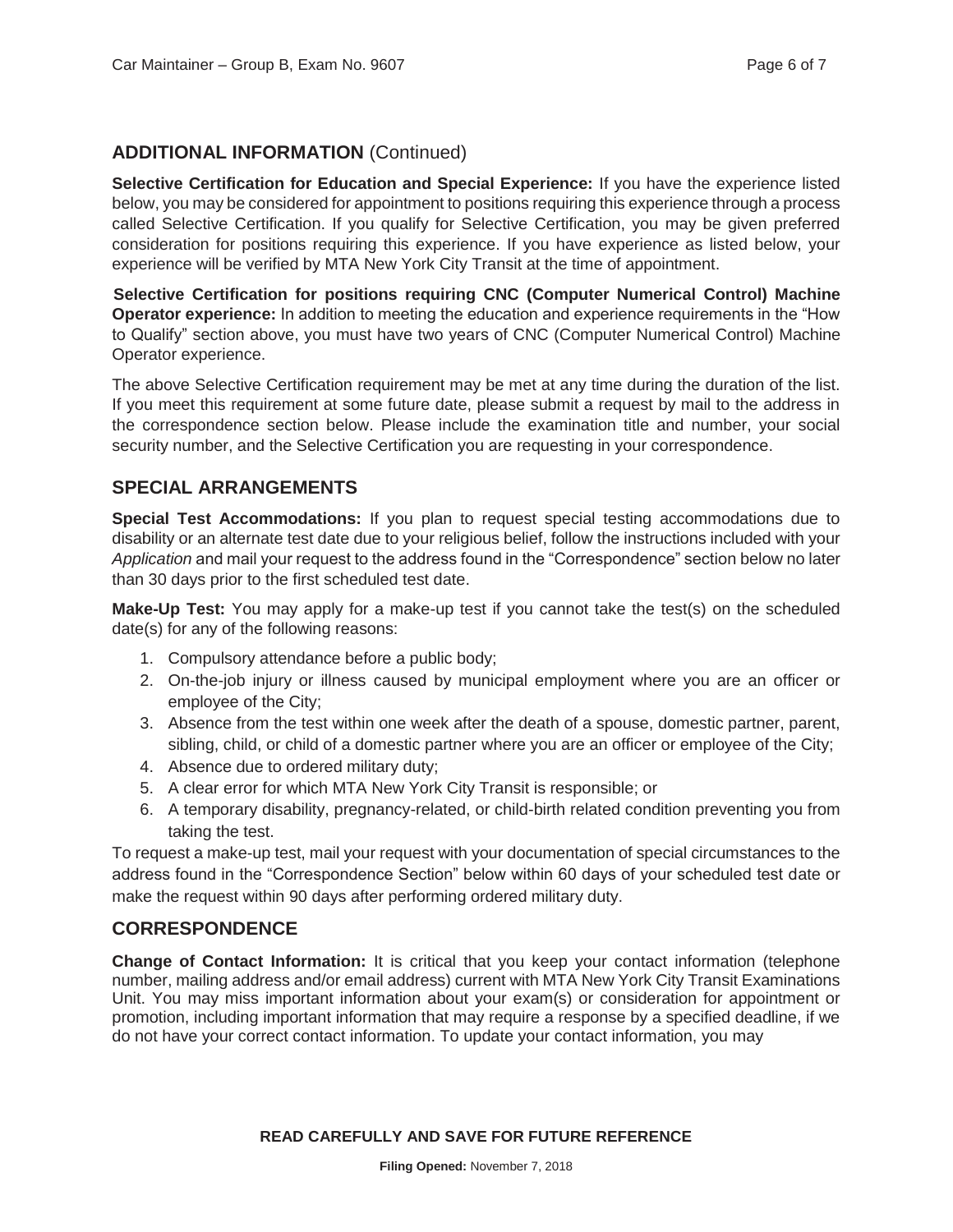## ADDITIONAL INFORMATION (Continued)

**Selective Certification for Education and Special Experience:** If you have the experience listed below, you may be considered for appointment to positions requiring this experience through a process called Selective Certification. If you qualify for Selective Certification, you may be given preferred consideration for positions requiring this experience. If you have experience as listed below, your experience will be verified by MTA New York City Transit at the time of appointment.

**Selective Certification for positions requiring CNC (Computer Numerical Control) Machine Operator experience:** In addition to meeting the education and experience requirements in the "How to Qualify" section above, you must have two years of CNC (Computer Numerical Control) Machine Operator experience.

The above Selective Certification requirement may be met at any time during the duration of the list. If you meet this requirement at some future date, please submit a request by mail to the address in the correspondence section below. Please include the examination title and number, your social security number, and the Selective Certification you are requesting in your correspondence.

## SPECIAL ARRANGEMENTS

**Special Test Accommodations:** If you plan to request special testing accommodations due to disability or an alternate test date due to your religious belief, follow the instructions included with your *Application* and mail your request to the address found in the "Correspondence" section below no later than 30 days prior to the first scheduled test date.

**Make-Up Test:** You may apply for a make-up test if you cannot take the test(s) on the scheduled date(s) for any of the following reasons:

1. Compulsory attendance before a public body;
2. On-the-job injury or illness caused by municipal employment where you are an officer or employee of the City;
3. Absence from the test within one week after the death of a spouse, domestic partner, parent, sibling, child, or child of a domestic partner where you are an officer or employee of the City;
4. Absence due to ordered military duty;
5. A clear error for which MTA New York City Transit is responsible; or
6. A temporary disability, pregnancy-related, or child-birth related condition preventing you from taking the test.

To request a make-up test, mail your request with your documentation of special circumstances to the address found in the "Correspondence Section" below within 60 days of your scheduled test date or make the request within 90 days after performing ordered military duty.

## CORRESPONDENCE

**Change of Contact Information:** It is critical that you keep your contact information (telephone number, mailing address and/or email address) current with MTA New York City Transit Examinations Unit. You may miss important information about your exam(s) or consideration for appointment or promotion, including important information that may require a response by a specified deadline, if we do not have your correct contact information. To update your contact information, you may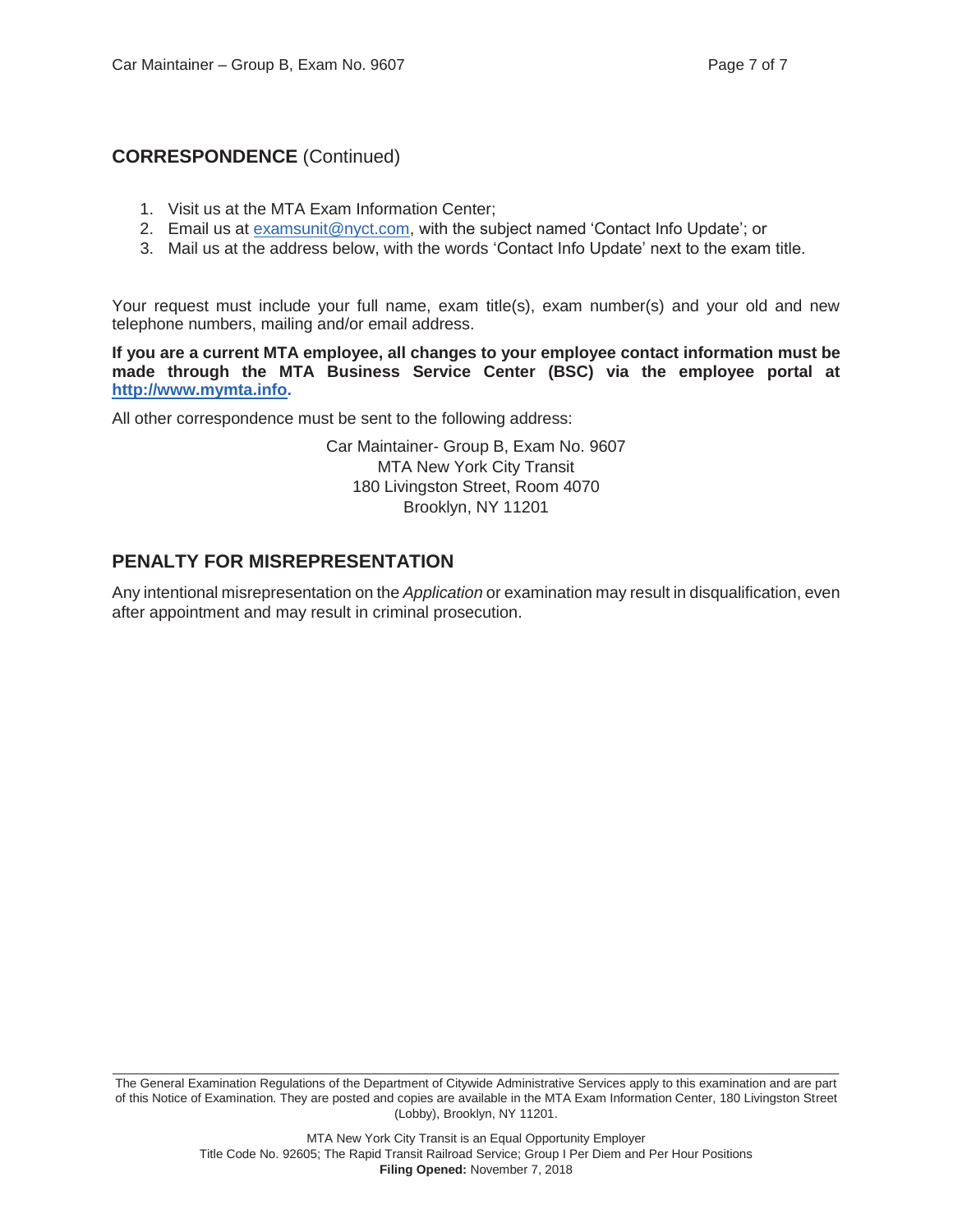## CORRESPONDENCE (Continued)

1. Visit us at the MTA Exam Information Center;
2. Email us at examsunit@nyct.com, with the subject named 'Contact Info Update'; or
3. Mail us at the address below, with the words 'Contact Info Update' next to the exam title.

Your request must include your full name, exam title(s), exam number(s) and your old and new telephone numbers, mailing and/or email address.

**If you are a current MTA employee, all changes to your employee contact information must be made through the MTA Business Service Center (BSC) via the employee portal at [http://www.mymta.info](http://www.mymta.info).**

All other correspondence must be sent to the following address:

Car Maintainer- Group B, Exam No. 9607
MTA New York City Transit
180 Livingston Street, Room 4070
Brooklyn, NY 11201

## PENALTY FOR MISREPRESENTATION

Any intentional misrepresentation on the *Application* or examination may result in disqualification, even after appointment and may result in criminal prosecution.

---

The General Examination Regulations of the Department of Citywide Administrative Services apply to this examination and are part of this Notice of Examination. They are posted and copies are available in the MTA Exam Information Center, 180 Livingston Street (Lobby), Brooklyn, NY 11201.

MTA New York City Transit is an Equal Opportunity Employer
Title Code No. 92605; The Rapid Transit Railroad Service; Group I Per Diem and Per Hour Positions
**Filing Opened:** November 7, 2018